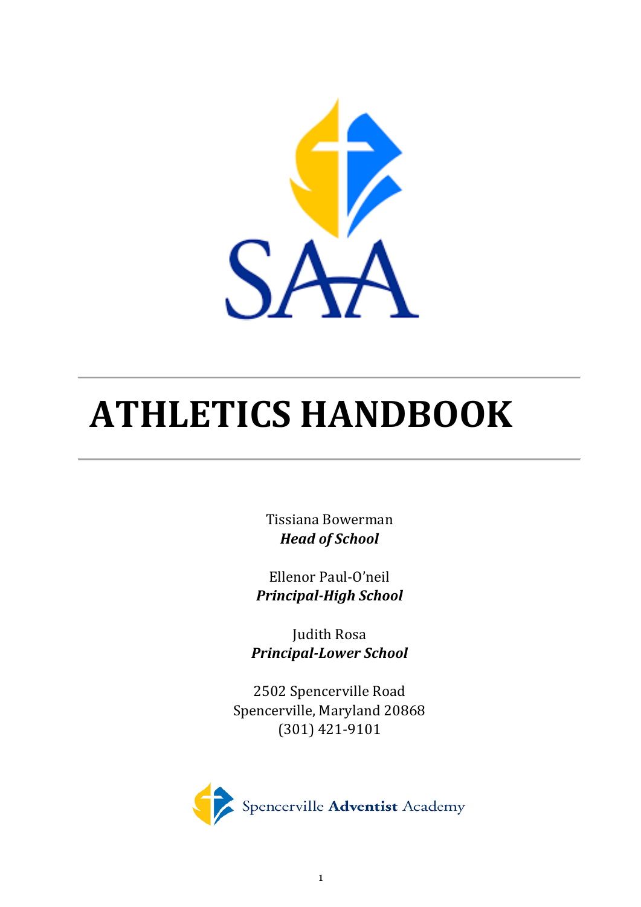SAA

# ATHLETICS HANDBOOK

Tissiana Bowerman
***Head of School***

Ellenor Paul-O'neil
***Principal-High School***

Judith Rosa
***Principal-Lower School***

2502 Spencerville Road
Spencerville, Maryland 20868
(301) 421-9101

Spencerville **Adventist** Academy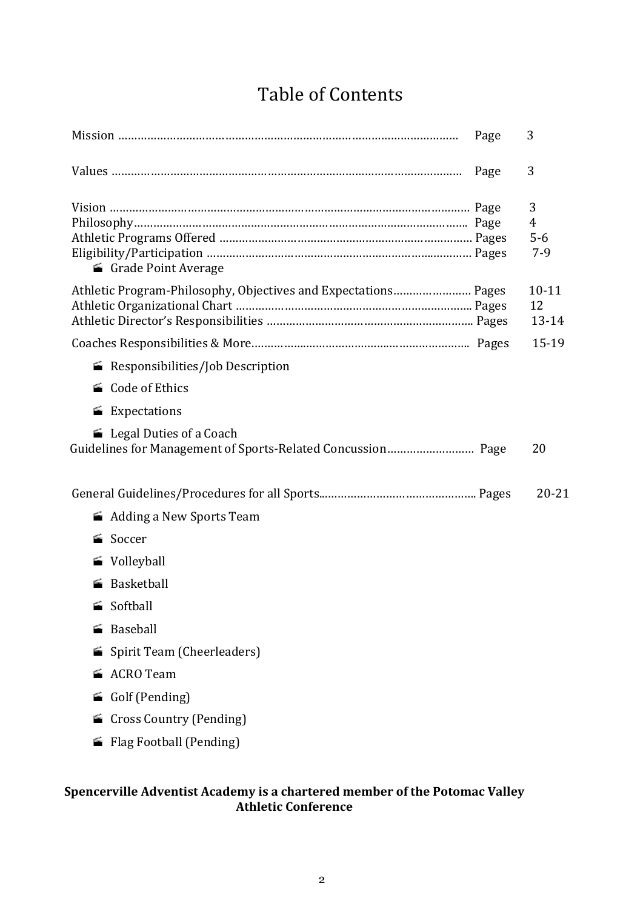# Table of Contents

| | | |
|---|---|---|
| Mission | Page | 3 |
| Values | Page | 3 |
| Vision | Page | 3 |
| Philosophy | Page | 4 |
| Athletic Programs Offered | Pages | 5-6 |
| Eligibility/Participation | Pages | 7-9 |
| - Grade Point Average | | |
| Athletic Program-Philosophy, Objectives and Expectations | Pages | 10-11 |
| Athletic Organizational Chart | Pages | 12 |
| Athletic Director's Responsibilities | Pages | 13-14 |
| Coaches Responsibilities & More | Pages | 15-19 |
| - Responsibilities/Job Description | | |
| - Code of Ethics | | |
| - Expectations | | |
| - Legal Duties of a Coach | | |
| Guidelines for Management of Sports-Related Concussion | Page | 20 |
| General Guidelines/Procedures for all Sports | Pages | 20-21 |
| - Adding a New Sports Team | | |
| - Soccer | | |
| - Volleyball | | |
| - Basketball | | |
| - Softball | | |
| - Baseball | | |
| - Spirit Team (Cheerleaders) | | |
| - ACRO Team | | |
| - Golf (Pending) | | |
| - Cross Country (Pending) | | |
| - Flag Football (Pending) | | |

**Spencerville Adventist Academy is a chartered member of the Potomac Valley Athletic Conference**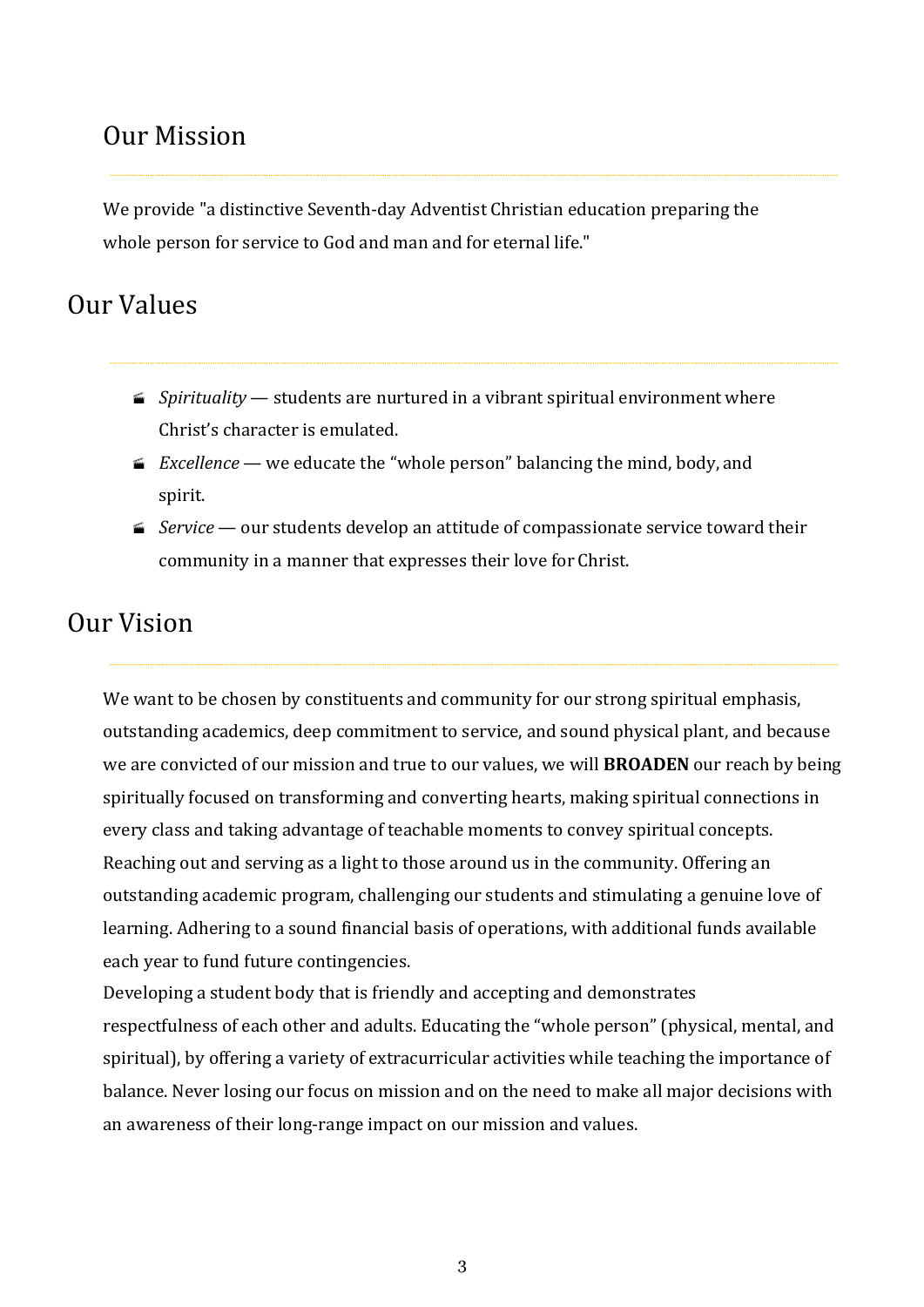## Our Mission

We provide "a distinctive Seventh-day Adventist Christian education preparing the whole person for service to God and man and for eternal life."

## Our Values

- *Spirituality* — students are nurtured in a vibrant spiritual environment where Christ's character is emulated.
- *Excellence* — we educate the "whole person" balancing the mind, body, and spirit.
- *Service* — our students develop an attitude of compassionate service toward their community in a manner that expresses their love for Christ.

## Our Vision

We want to be chosen by constituents and community for our strong spiritual emphasis, outstanding academics, deep commitment to service, and sound physical plant, and because we are convicted of our mission and true to our values, we will **BROADEN** our reach by being spiritually focused on transforming and converting hearts, making spiritual connections in every class and taking advantage of teachable moments to convey spiritual concepts. Reaching out and serving as a light to those around us in the community. Offering an outstanding academic program, challenging our students and stimulating a genuine love of learning. Adhering to a sound financial basis of operations, with additional funds available each year to fund future contingencies.
Developing a student body that is friendly and accepting and demonstrates respectfulness of each other and adults. Educating the "whole person" (physical, mental, and spiritual), by offering a variety of extracurricular activities while teaching the importance of balance. Never losing our focus on mission and on the need to make all major decisions with an awareness of their long-range impact on our mission and values.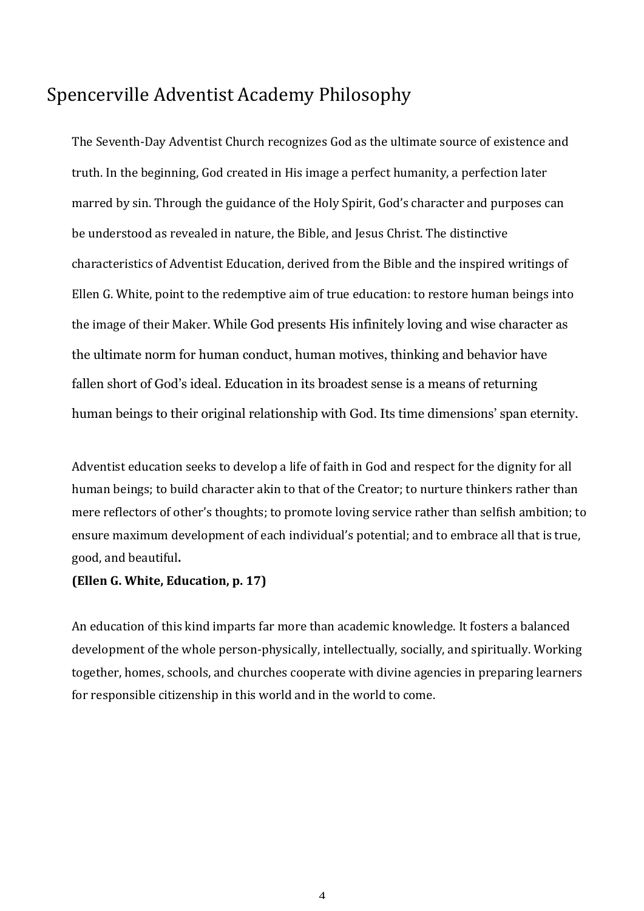# Spencerville Adventist Academy Philosophy

The Seventh-Day Adventist Church recognizes God as the ultimate source of existence and truth. In the beginning, God created in His image a perfect humanity, a perfection later marred by sin. Through the guidance of the Holy Spirit, God's character and purposes can be understood as revealed in nature, the Bible, and Jesus Christ. The distinctive characteristics of Adventist Education, derived from the Bible and the inspired writings of Ellen G. White, point to the redemptive aim of true education: to restore human beings into the image of their Maker. While God presents His infinitely loving and wise character as the ultimate norm for human conduct, human motives, thinking and behavior have fallen short of God's ideal. Education in its broadest sense is a means of returning human beings to their original relationship with God. Its time dimensions' span eternity.

Adventist education seeks to develop a life of faith in God and respect for the dignity for all human beings; to build character akin to that of the Creator; to nurture thinkers rather than mere reflectors of other's thoughts; to promote loving service rather than selfish ambition; to ensure maximum development of each individual's potential; and to embrace all that is true, good, and beautiful**.**
**(Ellen G. White, Education, p. 17)**

An education of this kind imparts far more than academic knowledge. It fosters a balanced development of the whole person-physically, intellectually, socially, and spiritually. Working together, homes, schools, and churches cooperate with divine agencies in preparing learners for responsible citizenship in this world and in the world to come.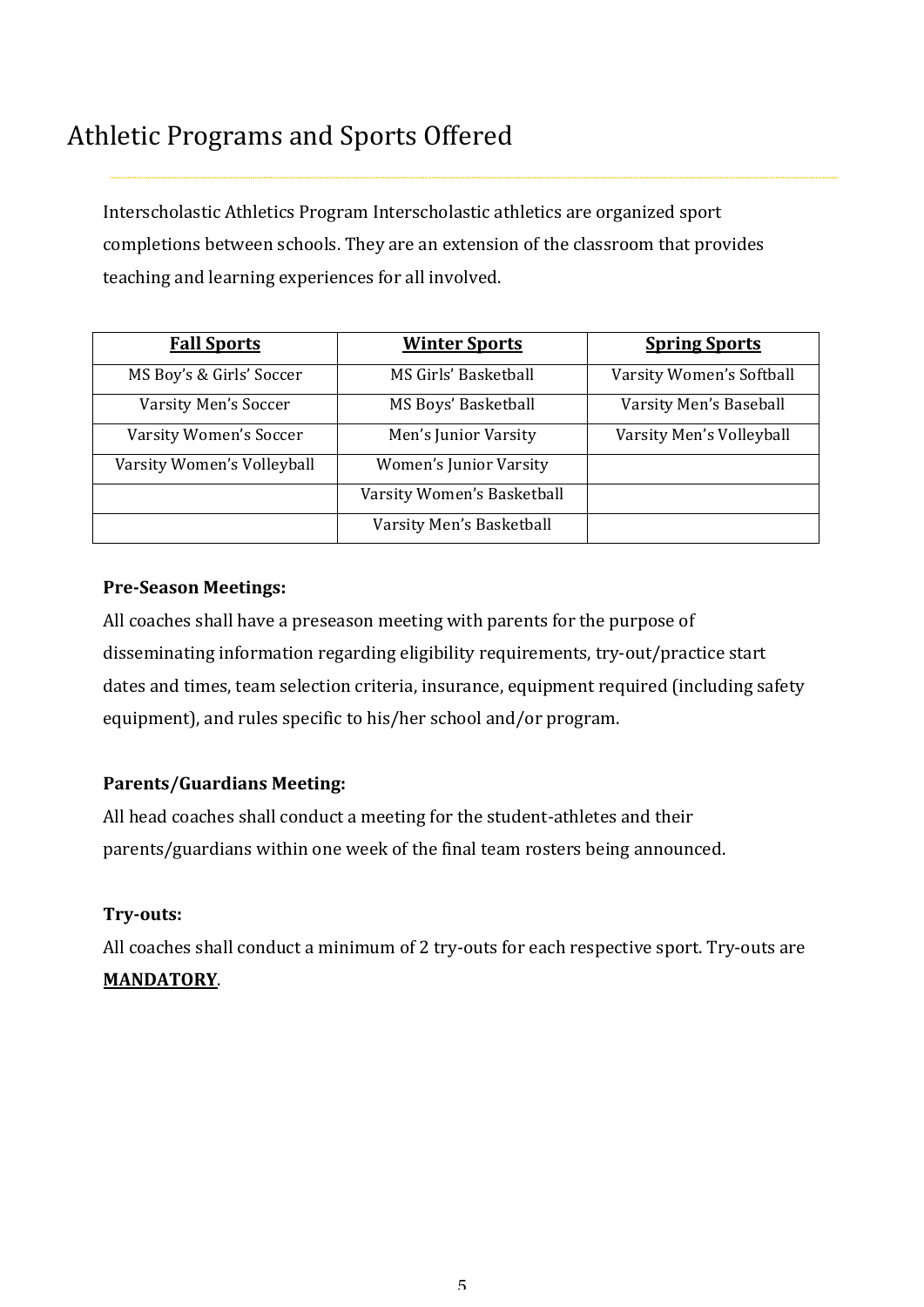# Athletic Programs and Sports Offered

Interscholastic Athletics Program Interscholastic athletics are organized sport completions between schools. They are an extension of the classroom that provides teaching and learning experiences for all involved.

| **Fall Sports** | **Winter Sports** | **Spring Sports** |
|---|---|---|
| MS Boy's & Girls' Soccer | MS Girls' Basketball | Varsity Women's Softball |
| Varsity Men's Soccer | MS Boys' Basketball | Varsity Men's Baseball |
| Varsity Women's Soccer | Men's Junior Varsity | Varsity Men's Volleyball |
| Varsity Women's Volleyball | Women's Junior Varsity | |
| | Varsity Women's Basketball | |
| | Varsity Men's Basketball | |

**Pre-Season Meetings:**

All coaches shall have a preseason meeting with parents for the purpose of disseminating information regarding eligibility requirements, try-out/practice start dates and times, team selection criteria, insurance, equipment required (including safety equipment), and rules specific to his/her school and/or program.

**Parents/Guardians Meeting:**

All head coaches shall conduct a meeting for the student-athletes and their parents/guardians within one week of the final team rosters being announced.

**Try-outs:**

All coaches shall conduct a minimum of 2 try-outs for each respective sport. Try-outs are **MANDATORY**.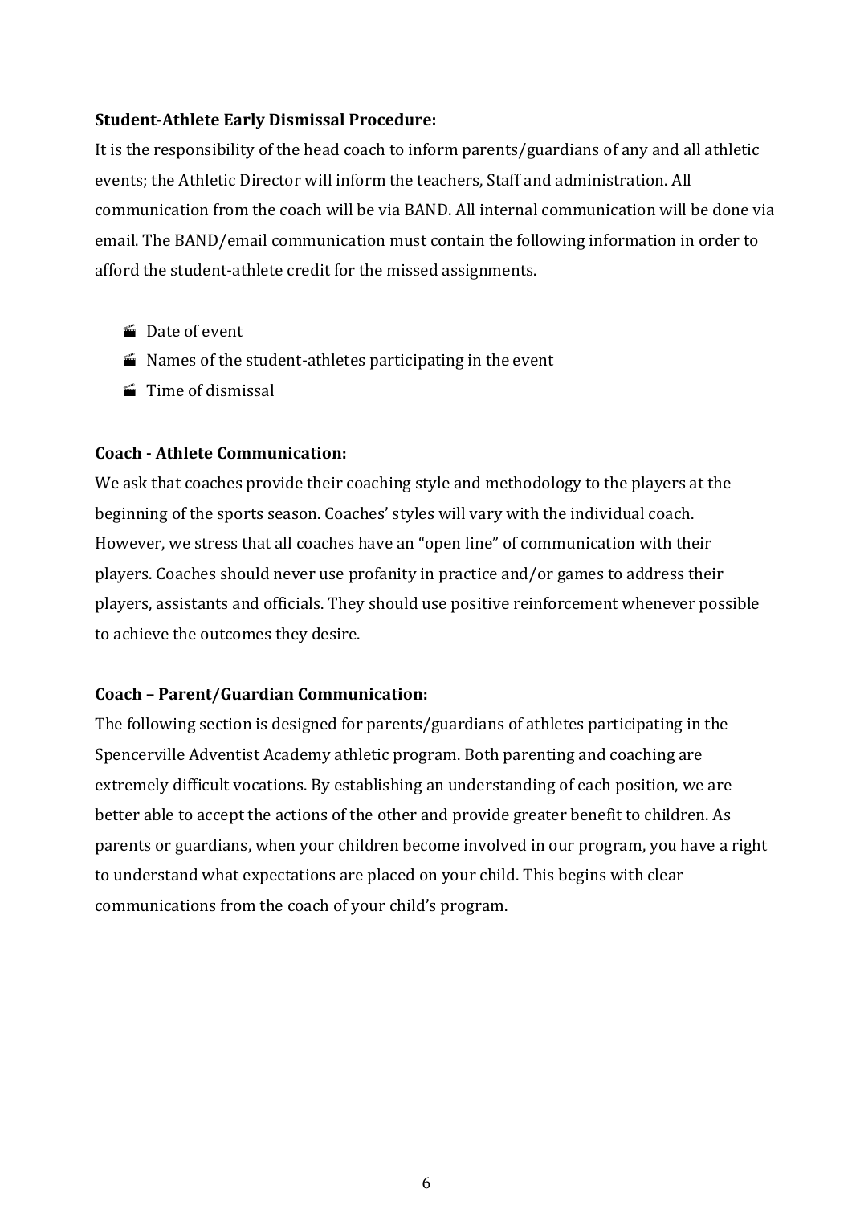**Student-Athlete Early Dismissal Procedure:**

It is the responsibility of the head coach to inform parents/guardians of any and all athletic events; the Athletic Director will inform the teachers, Staff and administration. All communication from the coach will be via BAND. All internal communication will be done via email. The BAND/email communication must contain the following information in order to afford the student-athlete credit for the missed assignments.

- Date of event
- Names of the student-athletes participating in the event
- Time of dismissal

**Coach - Athlete Communication:**

We ask that coaches provide their coaching style and methodology to the players at the beginning of the sports season. Coaches' styles will vary with the individual coach. However, we stress that all coaches have an "open line" of communication with their players. Coaches should never use profanity in practice and/or games to address their players, assistants and officials. They should use positive reinforcement whenever possible to achieve the outcomes they desire.

**Coach – Parent/Guardian Communication:**

The following section is designed for parents/guardians of athletes participating in the Spencerville Adventist Academy athletic program. Both parenting and coaching are extremely difficult vocations. By establishing an understanding of each position, we are better able to accept the actions of the other and provide greater benefit to children. As parents or guardians, when your children become involved in our program, you have a right to understand what expectations are placed on your child. This begins with clear communications from the coach of your child's program.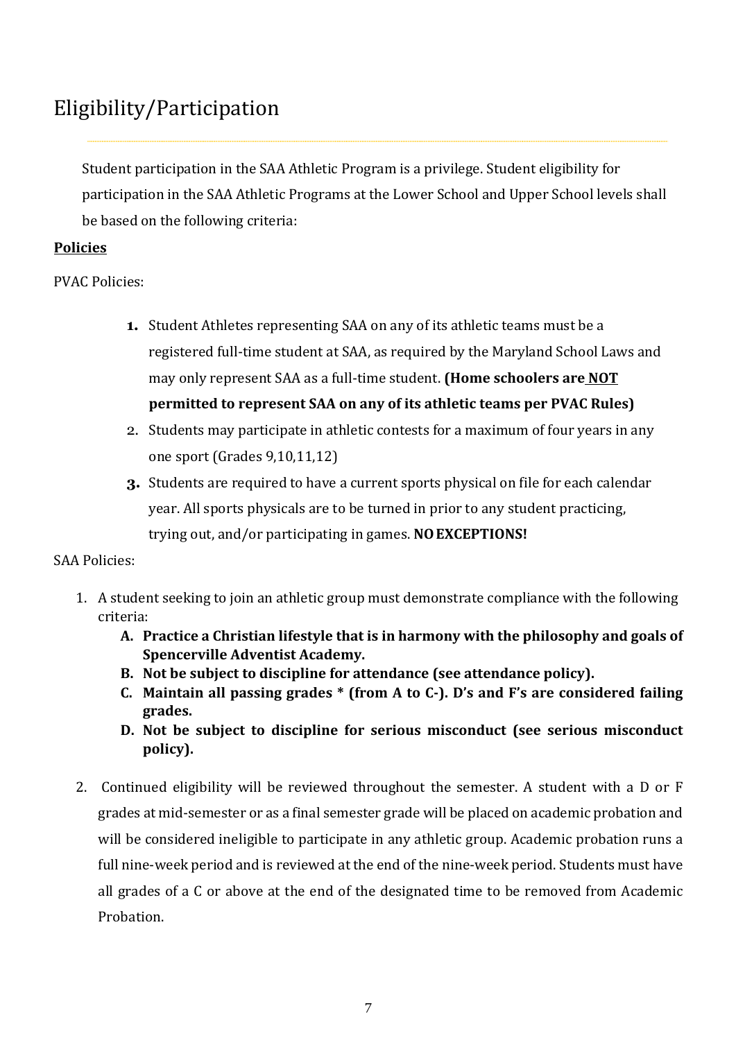# Eligibility/Participation

Student participation in the SAA Athletic Program is a privilege. Student eligibility for participation in the SAA Athletic Programs at the Lower School and Upper School levels shall be based on the following criteria:

**Policies**

PVAC Policies:

1. Student Athletes representing SAA on any of its athletic teams must be a registered full-time student at SAA, as required by the Maryland School Laws and may only represent SAA as a full-time student. **(Home schoolers are <u>NOT</u> permitted to represent SAA on any of its athletic teams per PVAC Rules)**
2. Students may participate in athletic contests for a maximum of four years in any one sport (Grades 9,10,11,12)
3. Students are required to have a current sports physical on file for each calendar year. All sports physicals are to be turned in prior to any student practicing, trying out, and/or participating in games. **NO EXCEPTIONS!**

SAA Policies:

1. A student seeking to join an athletic group must demonstrate compliance with the following criteria:
   - **A. Practice a Christian lifestyle that is in harmony with the philosophy and goals of Spencerville Adventist Academy.**
   - **B. Not be subject to discipline for attendance (see attendance policy).**
   - **C. Maintain all passing grades * (from A to C-). D's and F's are considered failing grades.**
   - **D. Not be subject to discipline for serious misconduct (see serious misconduct policy).**

2. Continued eligibility will be reviewed throughout the semester. A student with a D or F grades at mid-semester or as a final semester grade will be placed on academic probation and will be considered ineligible to participate in any athletic group. Academic probation runs a full nine-week period and is reviewed at the end of the nine-week period. Students must have all grades of a C or above at the end of the designated time to be removed from Academic Probation.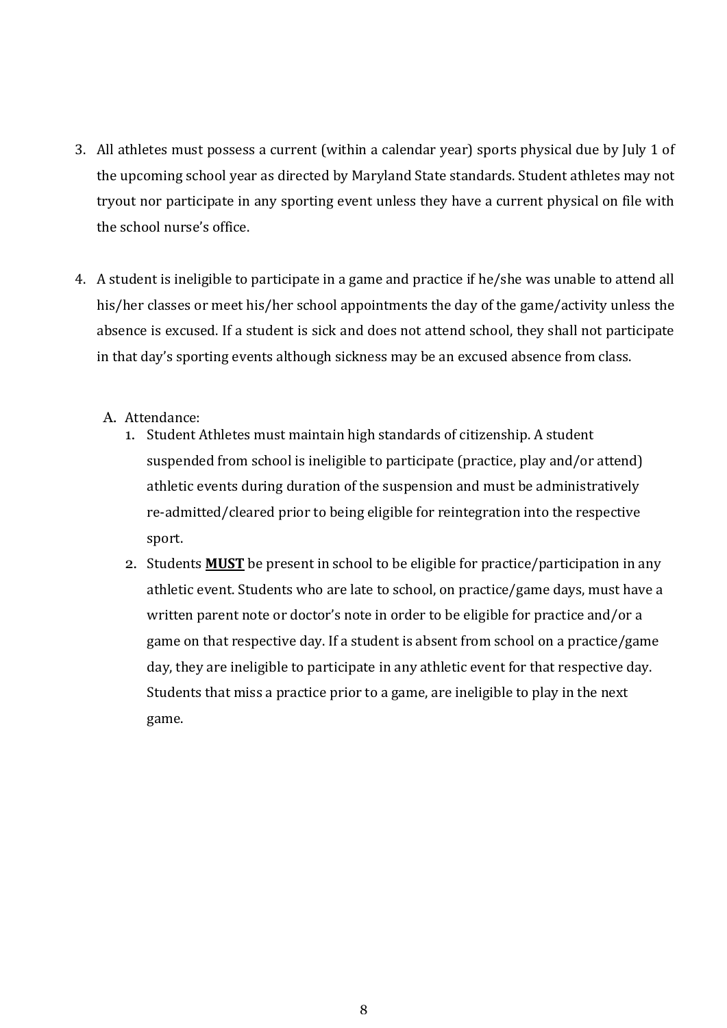3. All athletes must possess a current (within a calendar year) sports physical due by July 1 of the upcoming school year as directed by Maryland State standards. Student athletes may not tryout nor participate in any sporting event unless they have a current physical on file with the school nurse's office.

4. A student is ineligible to participate in a game and practice if he/she was unable to attend all his/her classes or meet his/her school appointments the day of the game/activity unless the absence is excused. If a student is sick and does not attend school, they shall not participate in that day's sporting events although sickness may be an excused absence from class.

   A. Attendance:
      1. Student Athletes must maintain high standards of citizenship. A student suspended from school is ineligible to participate (practice, play and/or attend) athletic events during duration of the suspension and must be administratively re-admitted/cleared prior to being eligible for reintegration into the respective sport.
      2. Students **MUST** be present in school to be eligible for practice/participation in any athletic event. Students who are late to school, on practice/game days, must have a written parent note or doctor's note in order to be eligible for practice and/or a game on that respective day. If a student is absent from school on a practice/game day, they are ineligible to participate in any athletic event for that respective day. Students that miss a practice prior to a game, are ineligible to play in the next game.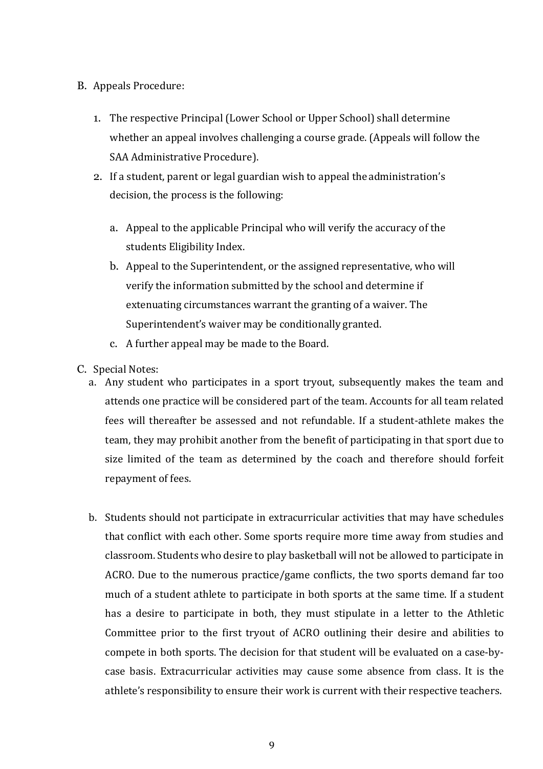B. Appeals Procedure:

1. The respective Principal (Lower School or Upper School) shall determine whether an appeal involves challenging a course grade. (Appeals will follow the SAA Administrative Procedure).
2. If a student, parent or legal guardian wish to appeal the administration's decision, the process is the following:

   a. Appeal to the applicable Principal who will verify the accuracy of the students Eligibility Index.
   
   b. Appeal to the Superintendent, or the assigned representative, who will verify the information submitted by the school and determine if extenuating circumstances warrant the granting of a waiver. The Superintendent's waiver may be conditionally granted.
   
   c. A further appeal may be made to the Board.

C. Special Notes:

a. Any student who participates in a sport tryout, subsequently makes the team and attends one practice will be considered part of the team. Accounts for all team related fees will thereafter be assessed and not refundable. If a student-athlete makes the team, they may prohibit another from the benefit of participating in that sport due to size limited of the team as determined by the coach and therefore should forfeit repayment of fees.

b. Students should not participate in extracurricular activities that may have schedules that conflict with each other. Some sports require more time away from studies and classroom. Students who desire to play basketball will not be allowed to participate in ACRO. Due to the numerous practice/game conflicts, the two sports demand far too much of a student athlete to participate in both sports at the same time. If a student has a desire to participate in both, they must stipulate in a letter to the Athletic Committee prior to the first tryout of ACRO outlining their desire and abilities to compete in both sports. The decision for that student will be evaluated on a case-by-case basis. Extracurricular activities may cause some absence from class. It is the athlete's responsibility to ensure their work is current with their respective teachers.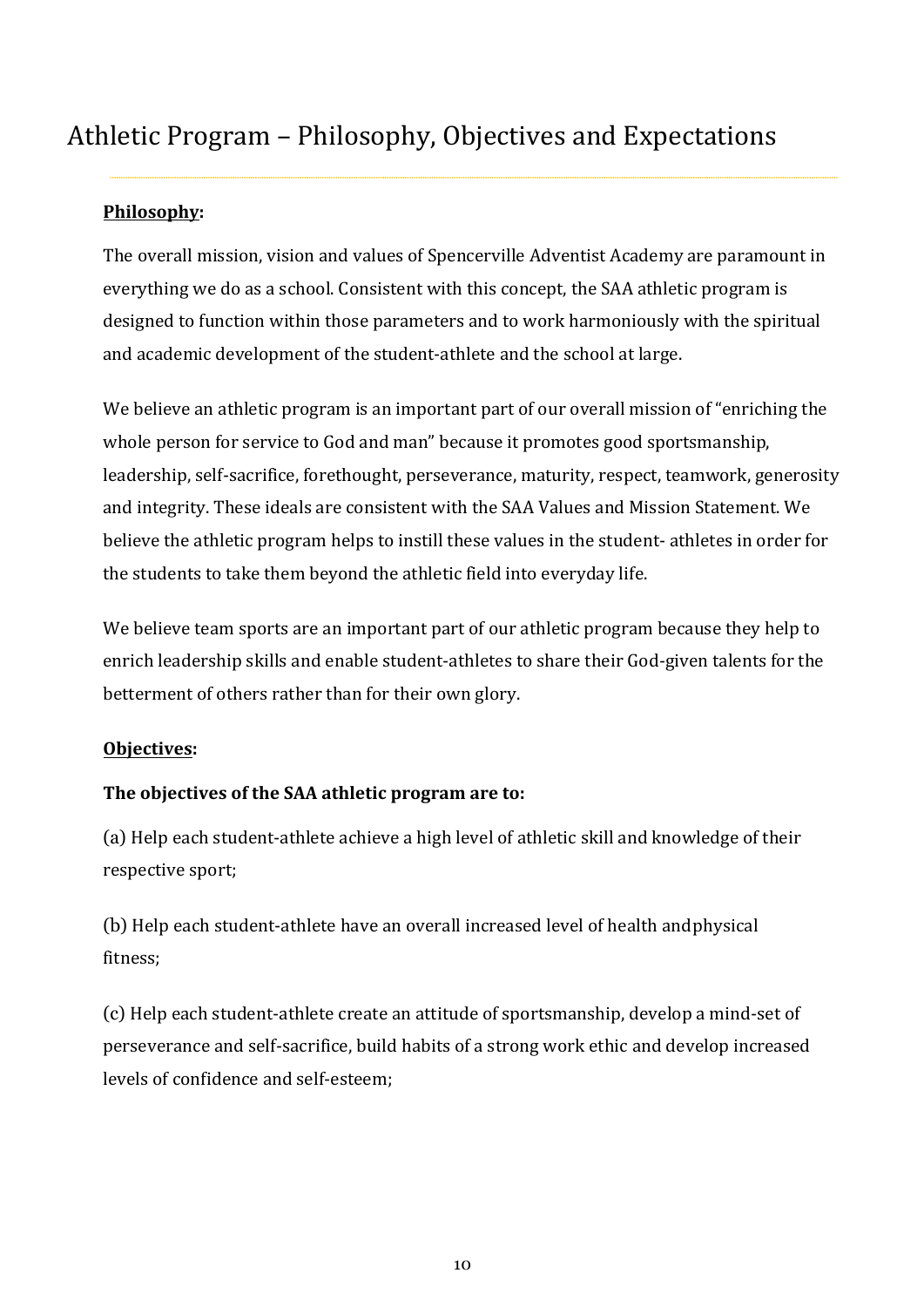# Athletic Program – Philosophy, Objectives and Expectations

**Philosophy:**

The overall mission, vision and values of Spencerville Adventist Academy are paramount in everything we do as a school. Consistent with this concept, the SAA athletic program is designed to function within those parameters and to work harmoniously with the spiritual and academic development of the student-athlete and the school at large.

We believe an athletic program is an important part of our overall mission of "enriching the whole person for service to God and man" because it promotes good sportsmanship, leadership, self-sacrifice, forethought, perseverance, maturity, respect, teamwork, generosity and integrity. These ideals are consistent with the SAA Values and Mission Statement. We believe the athletic program helps to instill these values in the student- athletes in order for the students to take them beyond the athletic field into everyday life.

We believe team sports are an important part of our athletic program because they help to enrich leadership skills and enable student-athletes to share their God-given talents for the betterment of others rather than for their own glory.

**Objectives:**

**The objectives of the SAA athletic program are to:**

(a) Help each student-athlete achieve a high level of athletic skill and knowledge of their respective sport;

(b) Help each student-athlete have an overall increased level of health andphysical fitness;

(c) Help each student-athlete create an attitude of sportsmanship, develop a mind-set of perseverance and self-sacrifice, build habits of a strong work ethic and develop increased levels of confidence and self-esteem;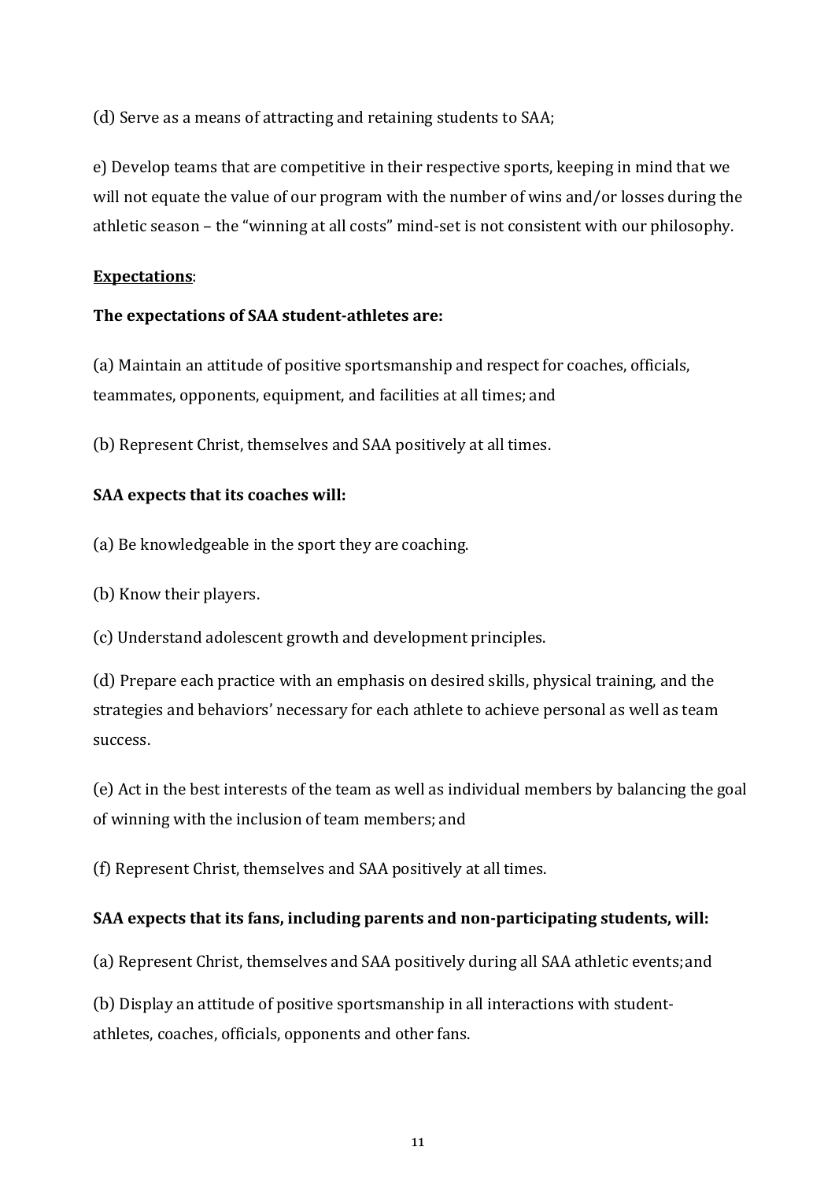(d) Serve as a means of attracting and retaining students to SAA;

e) Develop teams that are competitive in their respective sports, keeping in mind that we will not equate the value of our program with the number of wins and/or losses during the athletic season – the "winning at all costs" mind-set is not consistent with our philosophy.

**<u>Expectations</u>**:

**The expectations of SAA student-athletes are:**

(a) Maintain an attitude of positive sportsmanship and respect for coaches, officials, teammates, opponents, equipment, and facilities at all times; and

(b) Represent Christ, themselves and SAA positively at all times.

**SAA expects that its coaches will:**

(a) Be knowledgeable in the sport they are coaching.

(b) Know their players.

(c) Understand adolescent growth and development principles.

(d) Prepare each practice with an emphasis on desired skills, physical training, and the strategies and behaviors' necessary for each athlete to achieve personal as well as team success.

(e) Act in the best interests of the team as well as individual members by balancing the goal of winning with the inclusion of team members; and

(f) Represent Christ, themselves and SAA positively at all times.

**SAA expects that its fans, including parents and non-participating students, will:**

(a) Represent Christ, themselves and SAA positively during all SAA athletic events; and

(b) Display an attitude of positive sportsmanship in all interactions with student-athletes, coaches, officials, opponents and other fans.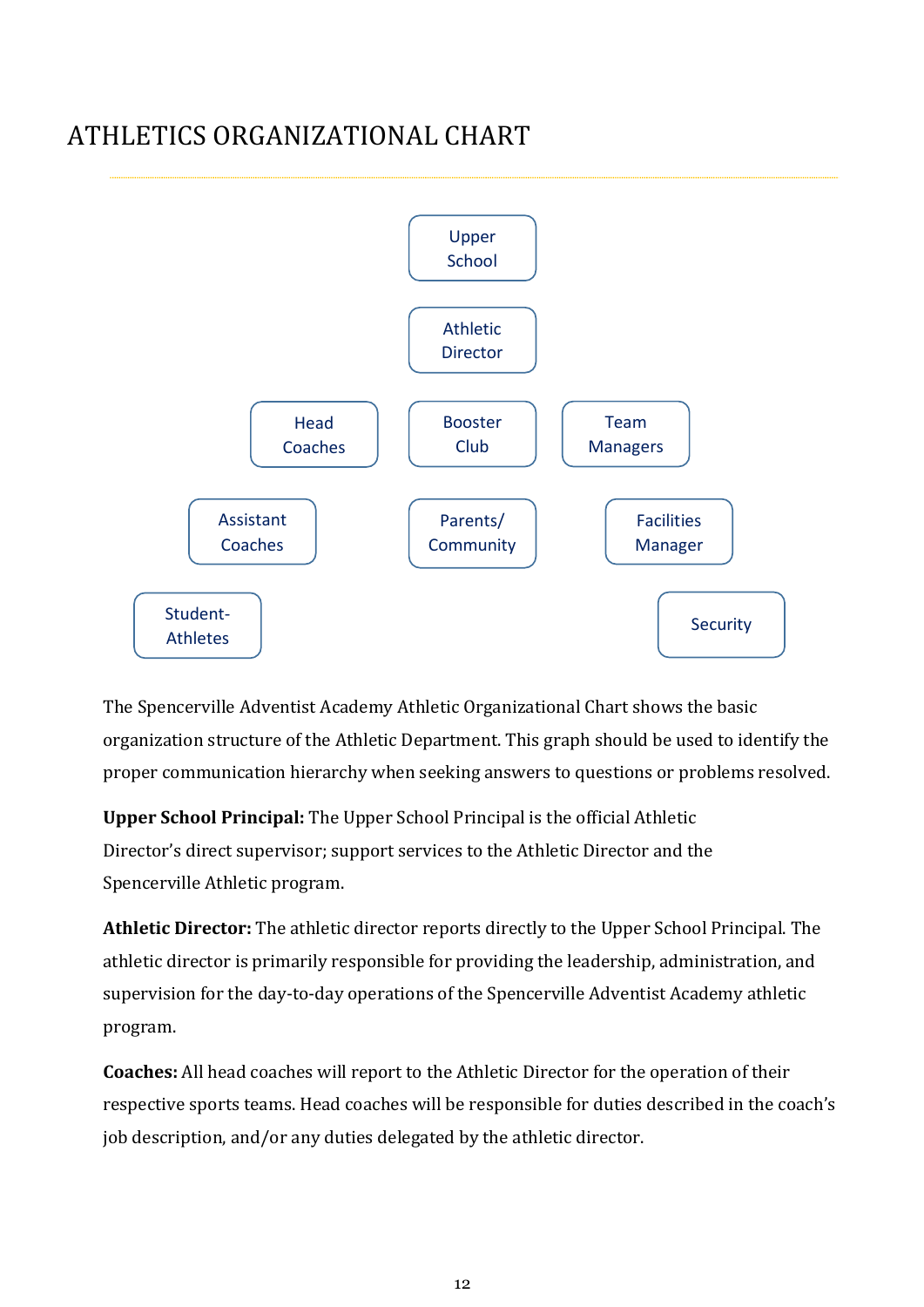# ATHLETICS ORGANIZATIONAL CHART

Upper School

Athletic Director

Head Coaches

Booster Club

Team Managers

Assistant Coaches

Parents/ Community

Facilities Manager

Student-Athletes

Security

The Spencerville Adventist Academy Athletic Organizational Chart shows the basic organization structure of the Athletic Department. This graph should be used to identify the proper communication hierarchy when seeking answers to questions or problems resolved.

**Upper School Principal:** The Upper School Principal is the official Athletic Director's direct supervisor; support services to the Athletic Director and the Spencerville Athletic program.

**Athletic Director:** The athletic director reports directly to the Upper School Principal. The athletic director is primarily responsible for providing the leadership, administration, and supervision for the day-to-day operations of the Spencerville Adventist Academy athletic program.

**Coaches:** All head coaches will report to the Athletic Director for the operation of their respective sports teams. Head coaches will be responsible for duties described in the coach's job description, and/or any duties delegated by the athletic director.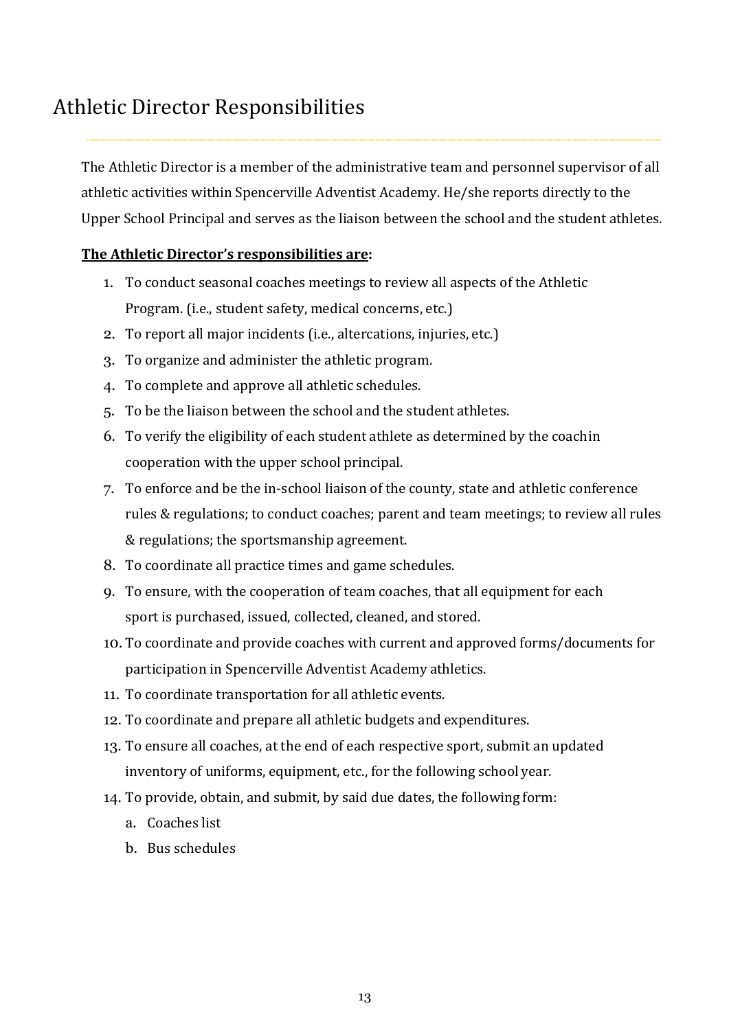# Athletic Director Responsibilities

The Athletic Director is a member of the administrative team and personnel supervisor of all athletic activities within Spencerville Adventist Academy. He/she reports directly to the Upper School Principal and serves as the liaison between the school and the student athletes.

**<u>The Athletic Director's responsibilities are</u>:**

1. To conduct seasonal coaches meetings to review all aspects of the Athletic Program. (i.e., student safety, medical concerns, etc.)
2. To report all major incidents (i.e., altercations, injuries, etc.)
3. To organize and administer the athletic program.
4. To complete and approve all athletic schedules.
5. To be the liaison between the school and the student athletes.
6. To verify the eligibility of each student athlete as determined by the coachin cooperation with the upper school principal.
7. To enforce and be the in-school liaison of the county, state and athletic conference rules & regulations; to conduct coaches; parent and team meetings; to review all rules & regulations; the sportsmanship agreement.
8. To coordinate all practice times and game schedules.
9. To ensure, with the cooperation of team coaches, that all equipment for each sport is purchased, issued, collected, cleaned, and stored.
10. To coordinate and provide coaches with current and approved forms/documents for participation in Spencerville Adventist Academy athletics.
11. To coordinate transportation for all athletic events.
12. To coordinate and prepare all athletic budgets and expenditures.
13. To ensure all coaches, at the end of each respective sport, submit an updated inventory of uniforms, equipment, etc., for the following school year.
14. To provide, obtain, and submit, by said due dates, the following form:
    a. Coaches list
    b. Bus schedules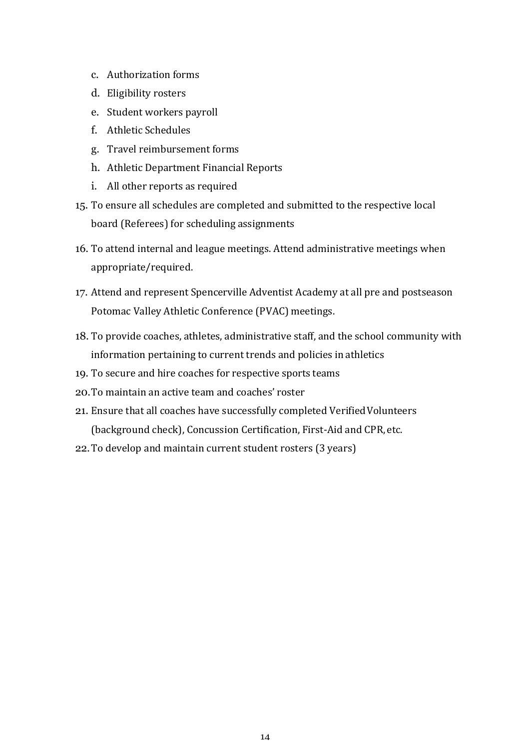c. Authorization forms
   d. Eligibility rosters
   e. Student workers payroll
   f. Athletic Schedules
   g. Travel reimbursement forms
   h. Athletic Department Financial Reports
   i. All other reports as required

15. To ensure all schedules are completed and submitted to the respective local board (Referees) for scheduling assignments
16. To attend internal and league meetings. Attend administrative meetings when appropriate/required.
17. Attend and represent Spencerville Adventist Academy at all pre and postseason Potomac Valley Athletic Conference (PVAC) meetings.
18. To provide coaches, athletes, administrative staff, and the school community with information pertaining to current trends and policies in athletics
19. To secure and hire coaches for respective sports teams
20. To maintain an active team and coaches' roster
21. Ensure that all coaches have successfully completed Verified Volunteers (background check), Concussion Certification, First-Aid and CPR, etc.
22. To develop and maintain current student rosters (3 years)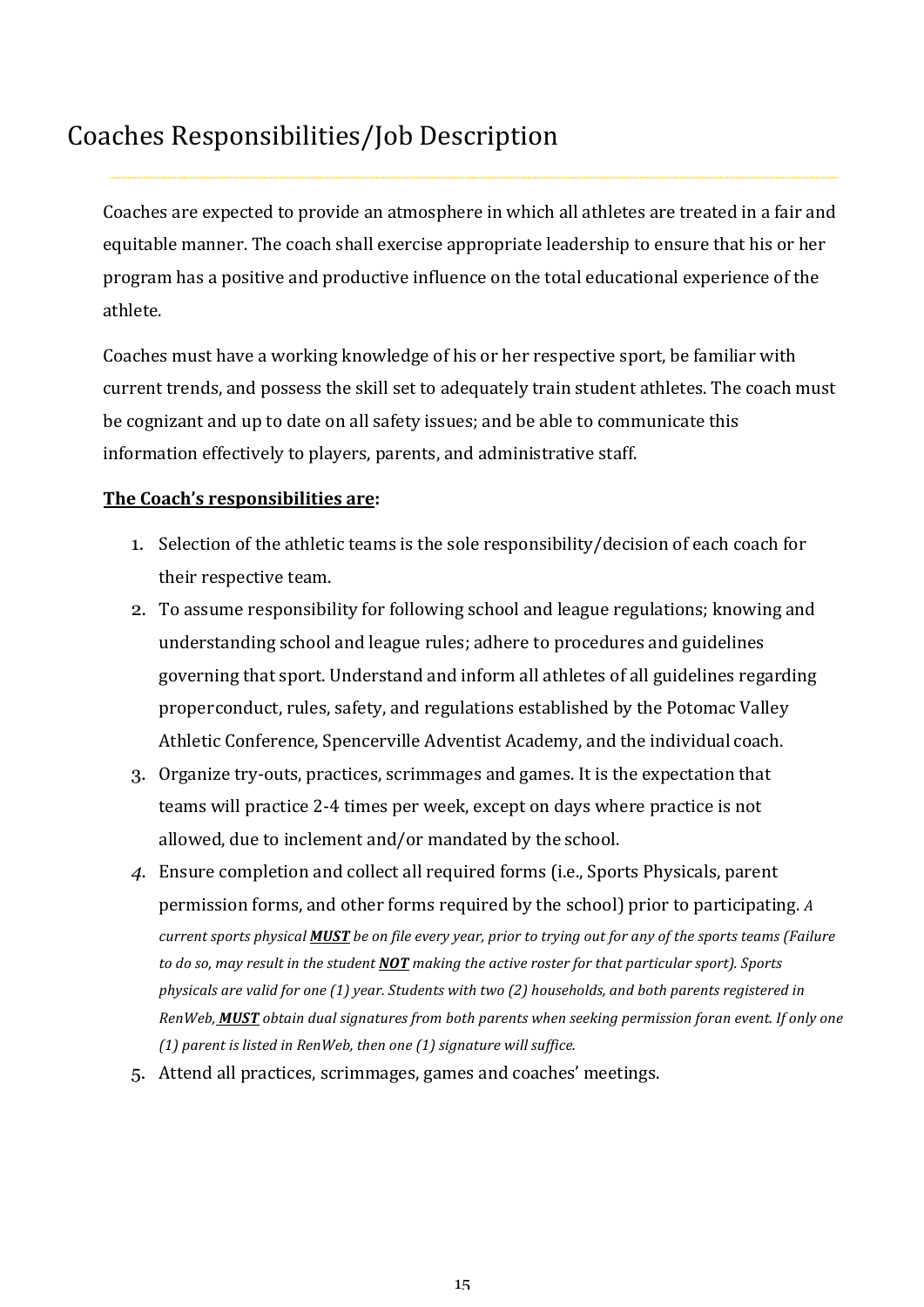# Coaches Responsibilities/Job Description

Coaches are expected to provide an atmosphere in which all athletes are treated in a fair and equitable manner. The coach shall exercise appropriate leadership to ensure that his or her program has a positive and productive influence on the total educational experience of the athlete.

Coaches must have a working knowledge of his or her respective sport, be familiar with current trends, and possess the skill set to adequately train student athletes. The coach must be cognizant and up to date on all safety issues; and be able to communicate this information effectively to players, parents, and administrative staff.

**<u>The Coach's responsibilities are</u>:**

1. Selection of the athletic teams is the sole responsibility/decision of each coach for their respective team.
2. To assume responsibility for following school and league regulations; knowing and understanding school and league rules; adhere to procedures and guidelines governing that sport. Understand and inform all athletes of all guidelines regarding proper conduct, rules, safety, and regulations established by the Potomac Valley Athletic Conference, Spencerville Adventist Academy, and the individual coach.
3. Organize try-outs, practices, scrimmages and games. It is the expectation that teams will practice 2-4 times per week, except on days where practice is not allowed, due to inclement and/or mandated by the school.
4. Ensure completion and collect all required forms (i.e., Sports Physicals, parent permission forms, and other forms required by the school) prior to participating. *A current sports physical **<u>MUST</u>** be on file every year, prior to trying out for any of the sports teams (Failure to do so, may result in the student **<u>NOT</u>** making the active roster for that particular sport). Sports physicals are valid for one (1) year. Students with two (2) households, and both parents registered in RenWeb, **<u>MUST</u>** obtain dual signatures from both parents when seeking permission foran event. If only one (1) parent is listed in RenWeb, then one (1) signature will suffice.*
5. Attend all practices, scrimmages, games and coaches' meetings.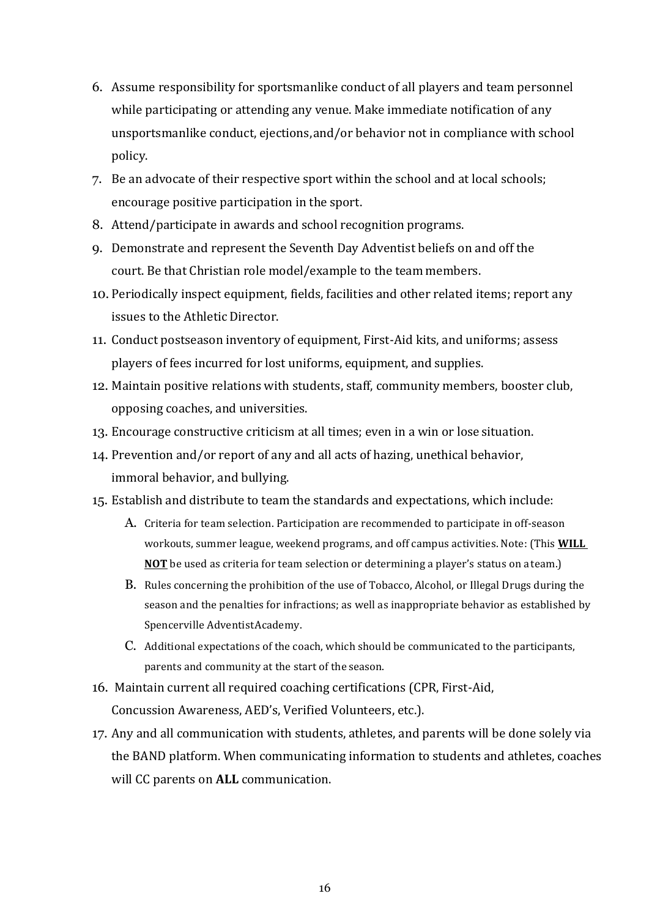6. Assume responsibility for sportsmanlike conduct of all players and team personnel while participating or attending any venue. Make immediate notification of any unsportsmanlike conduct, ejections, and/or behavior not in compliance with school policy.
7. Be an advocate of their respective sport within the school and at local schools; encourage positive participation in the sport.
8. Attend/participate in awards and school recognition programs.
9. Demonstrate and represent the Seventh Day Adventist beliefs on and off the court. Be that Christian role model/example to the team members.
10. Periodically inspect equipment, fields, facilities and other related items; report any issues to the Athletic Director.
11. Conduct postseason inventory of equipment, First-Aid kits, and uniforms; assess players of fees incurred for lost uniforms, equipment, and supplies.
12. Maintain positive relations with students, staff, community members, booster club, opposing coaches, and universities.
13. Encourage constructive criticism at all times; even in a win or lose situation.
14. Prevention and/or report of any and all acts of hazing, unethical behavior, immoral behavior, and bullying.
15. Establish and distribute to team the standards and expectations, which include:
    A. Criteria for team selection. Participation are recommended to participate in off-season workouts, summer league, weekend programs, and off campus activities. Note: (This **WILL NOT** be used as criteria for team selection or determining a player's status on a team.)
    B. Rules concerning the prohibition of the use of Tobacco, Alcohol, or Illegal Drugs during the season and the penalties for infractions; as well as inappropriate behavior as established by Spencerville Adventist Academy.
    C. Additional expectations of the coach, which should be communicated to the participants, parents and community at the start of the season.
16. Maintain current all required coaching certifications (CPR, First-Aid, Concussion Awareness, AED's, Verified Volunteers, etc.).
17. Any and all communication with students, athletes, and parents will be done solely via the BAND platform. When communicating information to students and athletes, coaches will CC parents on **ALL** communication.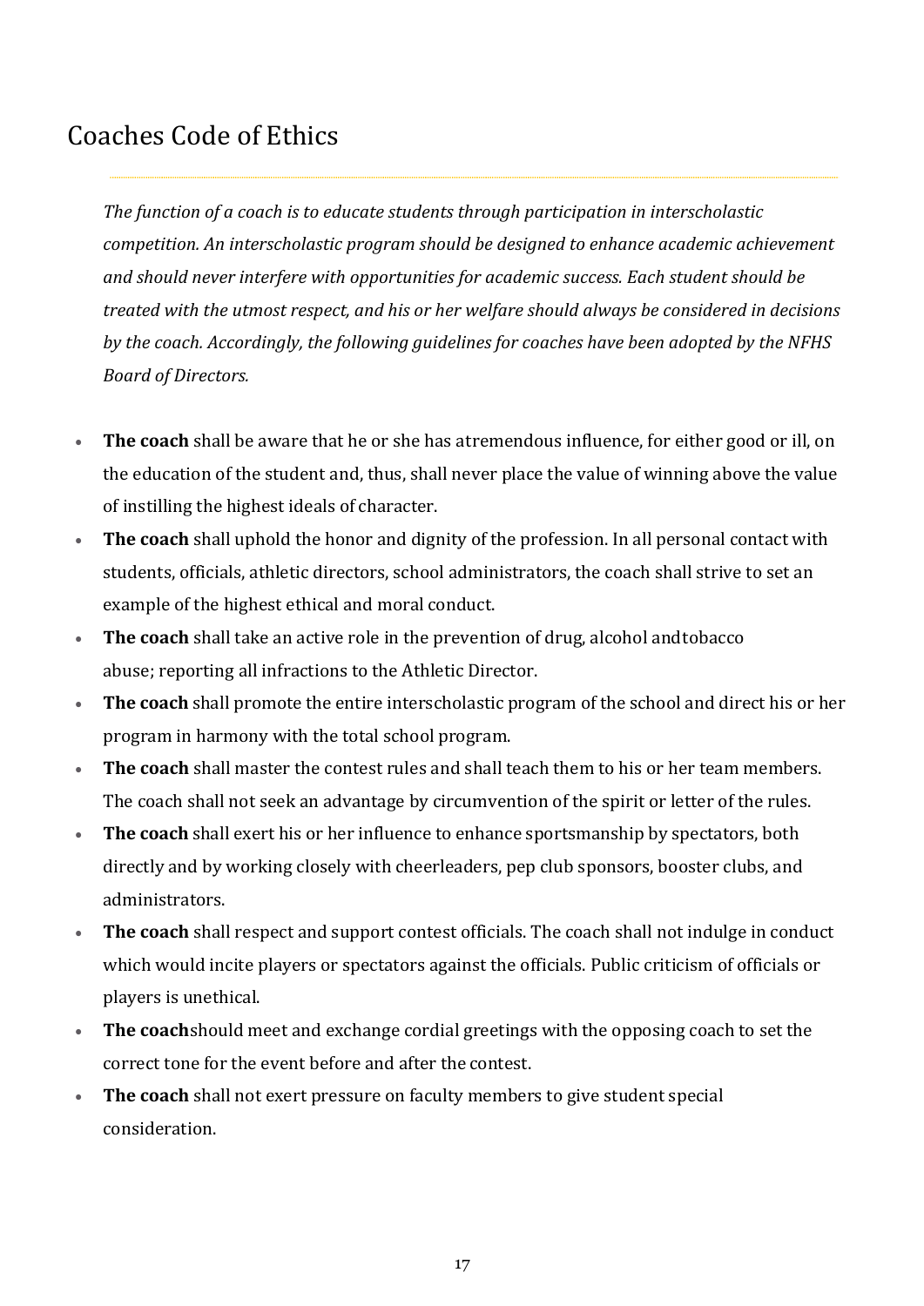# Coaches Code of Ethics

*The function of a coach is to educate students through participation in interscholastic competition. An interscholastic program should be designed to enhance academic achievement and should never interfere with opportunities for academic success. Each student should be treated with the utmost respect, and his or her welfare should always be considered in decisions by the coach. Accordingly, the following guidelines for coaches have been adopted by the NFHS Board of Directors.*

- **The coach** shall be aware that he or she has atremendous influence, for either good or ill, on the education of the student and, thus, shall never place the value of winning above the value of instilling the highest ideals of character.
- **The coach** shall uphold the honor and dignity of the profession. In all personal contact with students, officials, athletic directors, school administrators, the coach shall strive to set an example of the highest ethical and moral conduct.
- **The coach** shall take an active role in the prevention of drug, alcohol andtobacco abuse; reporting all infractions to the Athletic Director.
- **The coach** shall promote the entire interscholastic program of the school and direct his or her program in harmony with the total school program.
- **The coach** shall master the contest rules and shall teach them to his or her team members. The coach shall not seek an advantage by circumvention of the spirit or letter of the rules.
- **The coach** shall exert his or her influence to enhance sportsmanship by spectators, both directly and by working closely with cheerleaders, pep club sponsors, booster clubs, and administrators.
- **The coach** shall respect and support contest officials. The coach shall not indulge in conduct which would incite players or spectators against the officials. Public criticism of officials or players is unethical.
- **The coach**should meet and exchange cordial greetings with the opposing coach to set the correct tone for the event before and after the contest.
- **The coach** shall not exert pressure on faculty members to give student special consideration.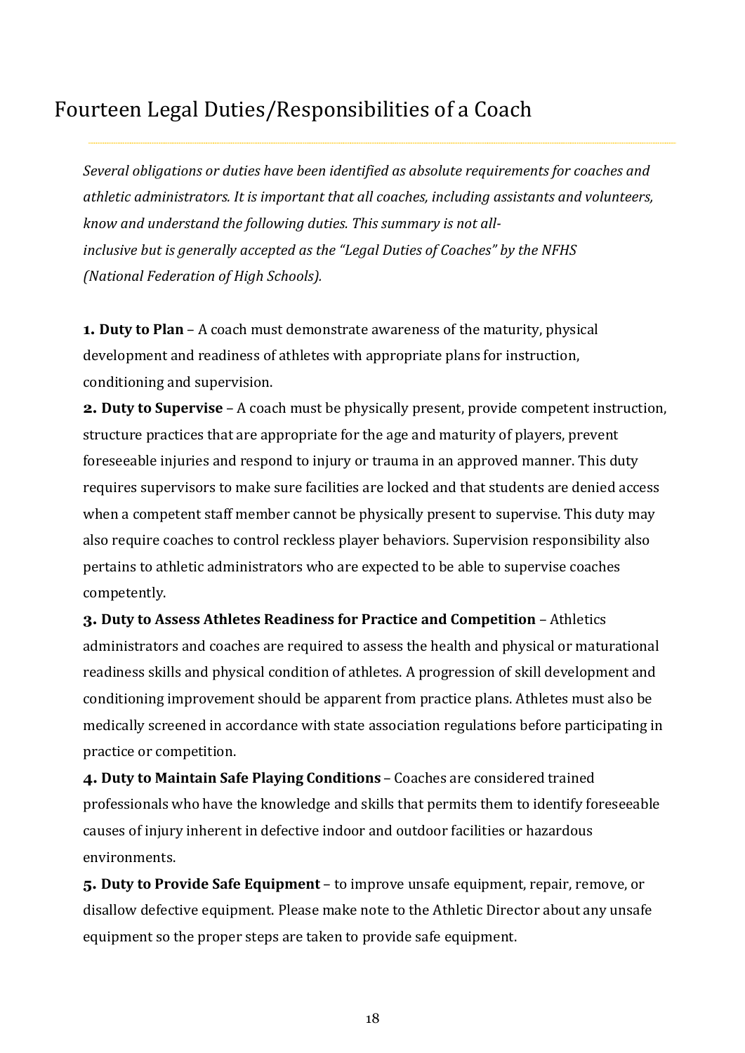# Fourteen Legal Duties/Responsibilities of a Coach

*Several obligations or duties have been identified as absolute requirements for coaches and athletic administrators. It is important that all coaches, including assistants and volunteers, know and understand the following duties. This summary is not all-inclusive but is generally accepted as the "Legal Duties of Coaches" by the NFHS (National Federation of High Schools).*

**1. Duty to Plan** – A coach must demonstrate awareness of the maturity, physical development and readiness of athletes with appropriate plans for instruction, conditioning and supervision.

**2. Duty to Supervise** – A coach must be physically present, provide competent instruction, structure practices that are appropriate for the age and maturity of players, prevent foreseeable injuries and respond to injury or trauma in an approved manner. This duty requires supervisors to make sure facilities are locked and that students are denied access when a competent staff member cannot be physically present to supervise. This duty may also require coaches to control reckless player behaviors. Supervision responsibility also pertains to athletic administrators who are expected to be able to supervise coaches competently.

**3. Duty to Assess Athletes Readiness for Practice and Competition** – Athletics administrators and coaches are required to assess the health and physical or maturational readiness skills and physical condition of athletes. A progression of skill development and conditioning improvement should be apparent from practice plans. Athletes must also be medically screened in accordance with state association regulations before participating in practice or competition.

**4. Duty to Maintain Safe Playing Conditions** – Coaches are considered trained professionals who have the knowledge and skills that permits them to identify foreseeable causes of injury inherent in defective indoor and outdoor facilities or hazardous environments.

**5. Duty to Provide Safe Equipment** – to improve unsafe equipment, repair, remove, or disallow defective equipment. Please make note to the Athletic Director about any unsafe equipment so the proper steps are taken to provide safe equipment.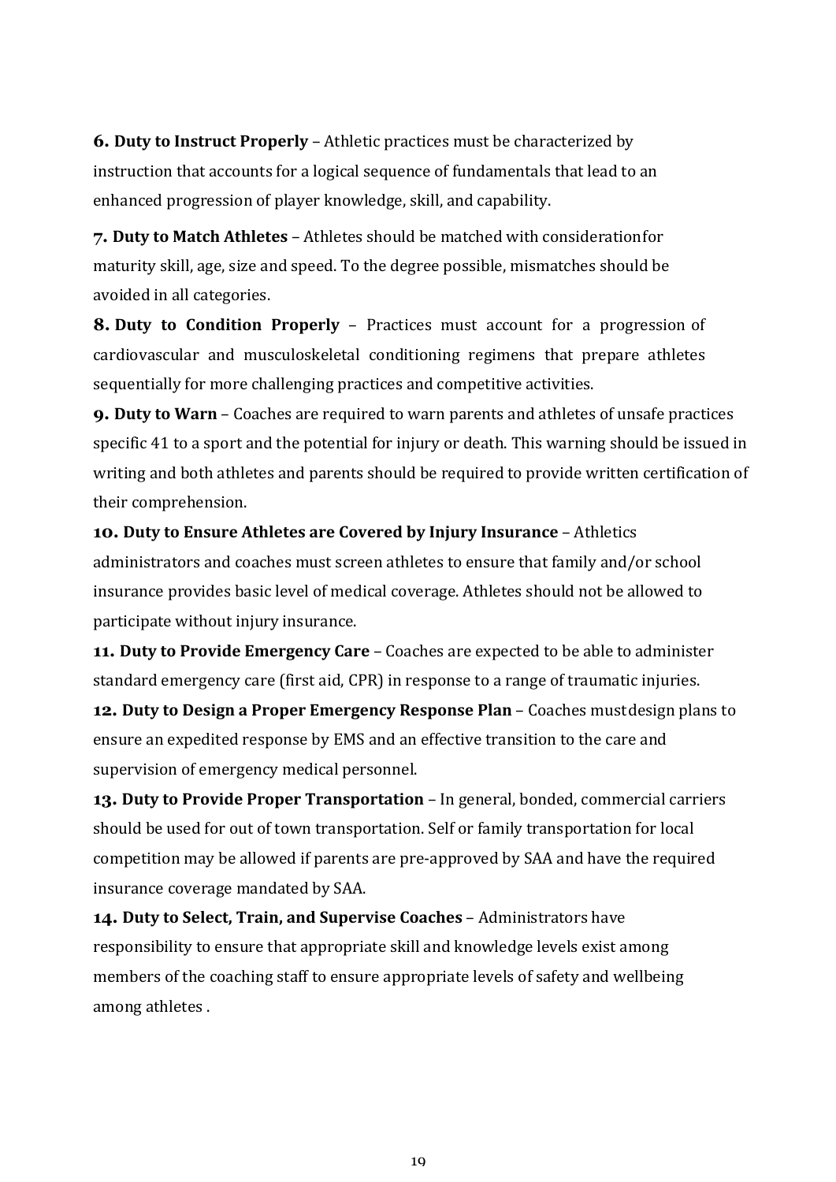**6. Duty to Instruct Properly** – Athletic practices must be characterized by instruction that accounts for a logical sequence of fundamentals that lead to an enhanced progression of player knowledge, skill, and capability.

**7. Duty to Match Athletes** – Athletes should be matched with considerationfor maturity skill, age, size and speed. To the degree possible, mismatches should be avoided in all categories.

**8. Duty to Condition Properly** – Practices must account for a progression of cardiovascular and musculoskeletal conditioning regimens that prepare athletes sequentially for more challenging practices and competitive activities.

**9. Duty to Warn** – Coaches are required to warn parents and athletes of unsafe practices specific 41 to a sport and the potential for injury or death. This warning should be issued in writing and both athletes and parents should be required to provide written certification of their comprehension.

**10. Duty to Ensure Athletes are Covered by Injury Insurance** – Athletics administrators and coaches must screen athletes to ensure that family and/or school insurance provides basic level of medical coverage. Athletes should not be allowed to participate without injury insurance.

**11. Duty to Provide Emergency Care** – Coaches are expected to be able to administer standard emergency care (first aid, CPR) in response to a range of traumatic injuries.

**12. Duty to Design a Proper Emergency Response Plan** – Coaches mustdesign plans to ensure an expedited response by EMS and an effective transition to the care and supervision of emergency medical personnel.

**13. Duty to Provide Proper Transportation** – In general, bonded, commercial carriers should be used for out of town transportation. Self or family transportation for local competition may be allowed if parents are pre-approved by SAA and have the required insurance coverage mandated by SAA.

**14. Duty to Select, Train, and Supervise Coaches** – Administrators have responsibility to ensure that appropriate skill and knowledge levels exist among members of the coaching staff to ensure appropriate levels of safety and wellbeing among athletes .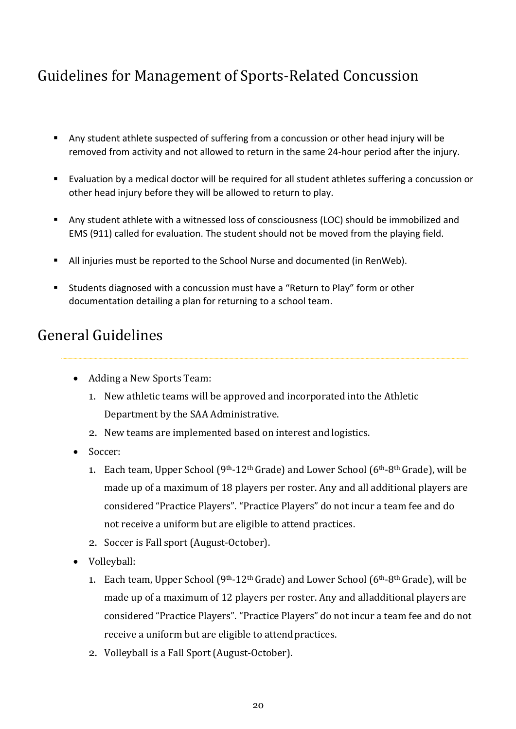## Guidelines for Management of Sports-Related Concussion

- Any student athlete suspected of suffering from a concussion or other head injury will be removed from activity and not allowed to return in the same 24-hour period after the injury.
- Evaluation by a medical doctor will be required for all student athletes suffering a concussion or other head injury before they will be allowed to return to play.
- Any student athlete with a witnessed loss of consciousness (LOC) should be immobilized and EMS (911) called for evaluation. The student should not be moved from the playing field.
- All injuries must be reported to the School Nurse and documented (in RenWeb).
- Students diagnosed with a concussion must have a "Return to Play" form or other documentation detailing a plan for returning to a school team.

## General Guidelines

- Adding a New Sports Team:
  1. New athletic teams will be approved and incorporated into the Athletic Department by the SAA Administrative.
  2. New teams are implemented based on interest and logistics.
- Soccer:
  1. Each team, Upper School (9th-12th Grade) and Lower School (6th-8th Grade), will be made up of a maximum of 18 players per roster. Any and all additional players are considered "Practice Players". "Practice Players" do not incur a team fee and do not receive a uniform but are eligible to attend practices.
  2. Soccer is Fall sport (August-October).
- Volleyball:
  1. Each team, Upper School (9th-12th Grade) and Lower School (6th-8th Grade), will be made up of a maximum of 12 players per roster. Any and alladditional players are considered "Practice Players". "Practice Players" do not incur a team fee and do not receive a uniform but are eligible to attend practices.
  2. Volleyball is a Fall Sport (August-October).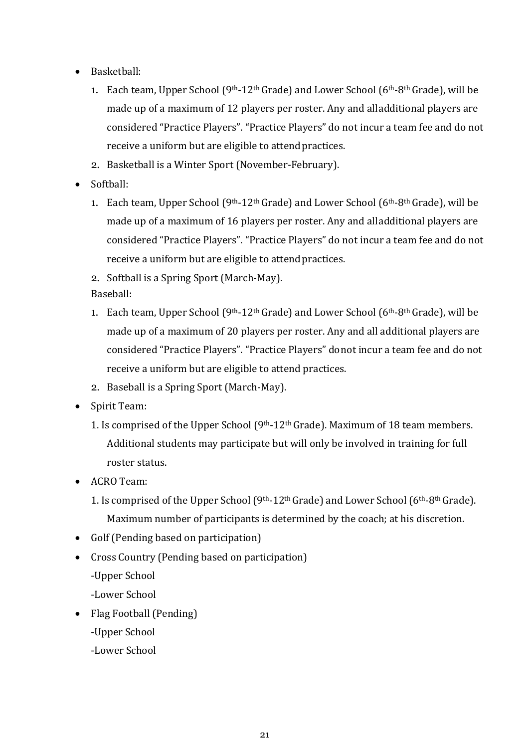- Basketball:
  1. Each team, Upper School (9th-12th Grade) and Lower School (6th-8th Grade), will be made up of a maximum of 12 players per roster. Any and alladditional players are considered "Practice Players". "Practice Players" do not incur a team fee and do not receive a uniform but are eligible to attend practices.
  2. Basketball is a Winter Sport (November-February).
- Softball:
  1. Each team, Upper School (9th-12th Grade) and Lower School (6th-8th Grade), will be made up of a maximum of 16 players per roster. Any and alladditional players are considered "Practice Players". "Practice Players" do not incur a team fee and do not receive a uniform but are eligible to attend practices.
  2. Softball is a Spring Sport (March-May).

  Baseball:
  1. Each team, Upper School (9th-12th Grade) and Lower School (6th-8th Grade), will be made up of a maximum of 20 players per roster. Any and all additional players are considered "Practice Players". "Practice Players" donot incur a team fee and do not receive a uniform but are eligible to attend practices.
  2. Baseball is a Spring Sport (March-May).
- Spirit Team:

  1. Is comprised of the Upper School (9th-12th Grade). Maximum of 18 team members. Additional students may participate but will only be involved in training for full roster status.
- ACRO Team:

  1. Is comprised of the Upper School (9th-12th Grade) and Lower School (6th-8th Grade). Maximum number of participants is determined by the coach; at his discretion.
- Golf (Pending based on participation)
- Cross Country (Pending based on participation)

  -Upper School

  -Lower School
- Flag Football (Pending)

  -Upper School

  -Lower School